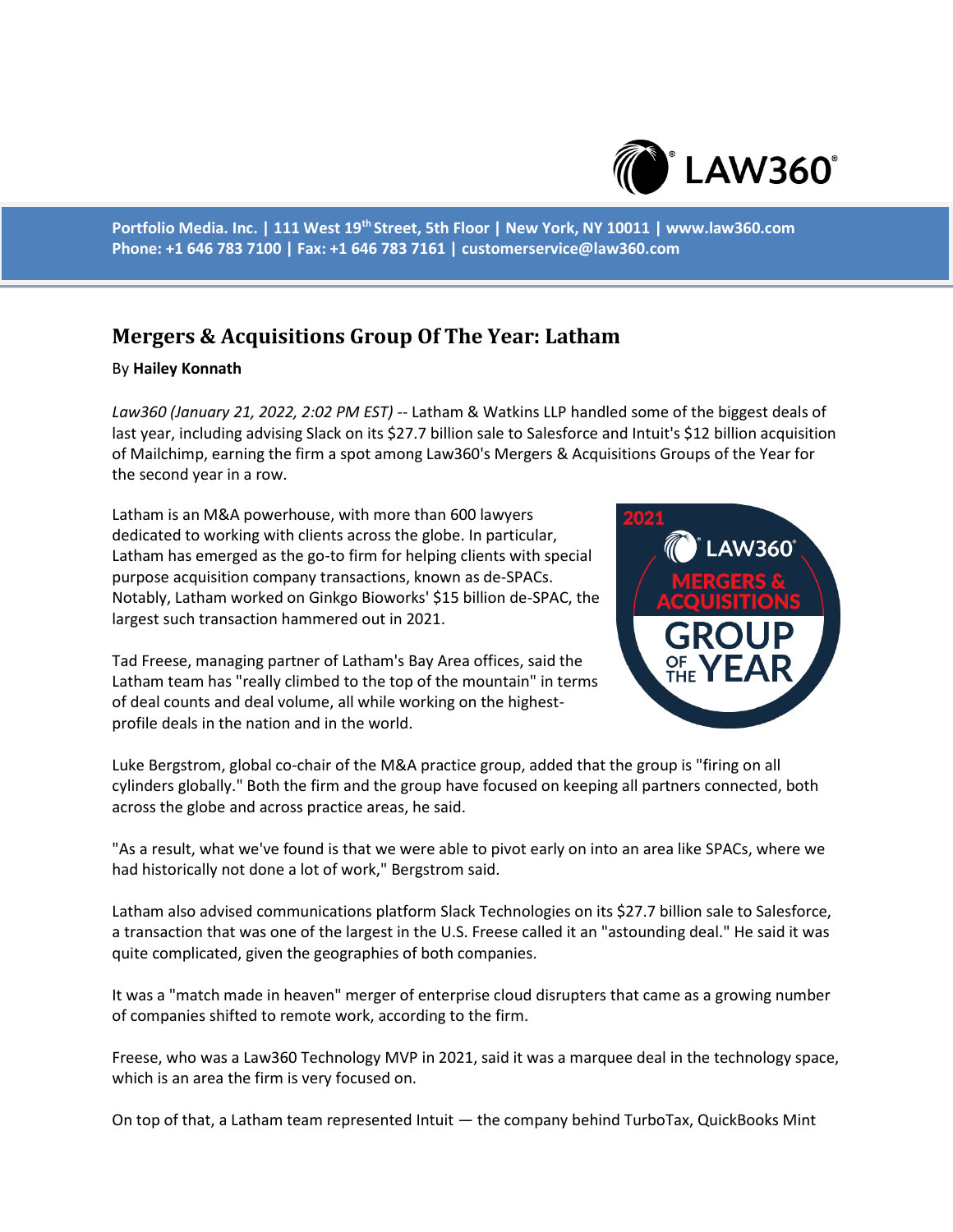Portfolio Media. Inc. | 111 West 19th Street, 5th Floor | New York, NY 10011 | www.law360.com
Phone: +1 646 783 7100 | Fax: +1 646 783 7161 | customerservice@law360.com

# Mergers & Acquisitions Group Of The Year: Latham

By **Hailey Konnath**

*Law360 (January 21, 2022, 2:02 PM EST)* -- Latham & Watkins LLP handled some of the biggest deals of last year, including advising Slack on its $27.7 billion sale to Salesforce and Intuit's $12 billion acquisition of Mailchimp, earning the firm a spot among Law360's Mergers & Acquisitions Groups of the Year for the second year in a row.

Latham is an M&A powerhouse, with more than 600 lawyers dedicated to working with clients across the globe. In particular, Latham has emerged as the go-to firm for helping clients with special purpose acquisition company transactions, known as de-SPACs. Notably, Latham worked on Ginkgo Bioworks' $15 billion de-SPAC, the largest such transaction hammered out in 2021.

Tad Freese, managing partner of Latham's Bay Area offices, said the Latham team has "really climbed to the top of the mountain" in terms of deal counts and deal volume, all while working on the highest-profile deals in the nation and in the world.

Luke Bergstrom, global co-chair of the M&A practice group, added that the group is "firing on all cylinders globally." Both the firm and the group have focused on keeping all partners connected, both across the globe and across practice areas, he said.

"As a result, what we've found is that we were able to pivot early on into an area like SPACs, where we had historically not done a lot of work," Bergstrom said.

Latham also advised communications platform Slack Technologies on its $27.7 billion sale to Salesforce, a transaction that was one of the largest in the U.S. Freese called it an "astounding deal." He said it was quite complicated, given the geographies of both companies.

It was a "match made in heaven" merger of enterprise cloud disrupters that came as a growing number of companies shifted to remote work, according to the firm.

Freese, who was a Law360 Technology MVP in 2021, said it was a marquee deal in the technology space, which is an area the firm is very focused on.

On top of that, a Latham team represented Intuit — the company behind TurboTax, QuickBooks Mint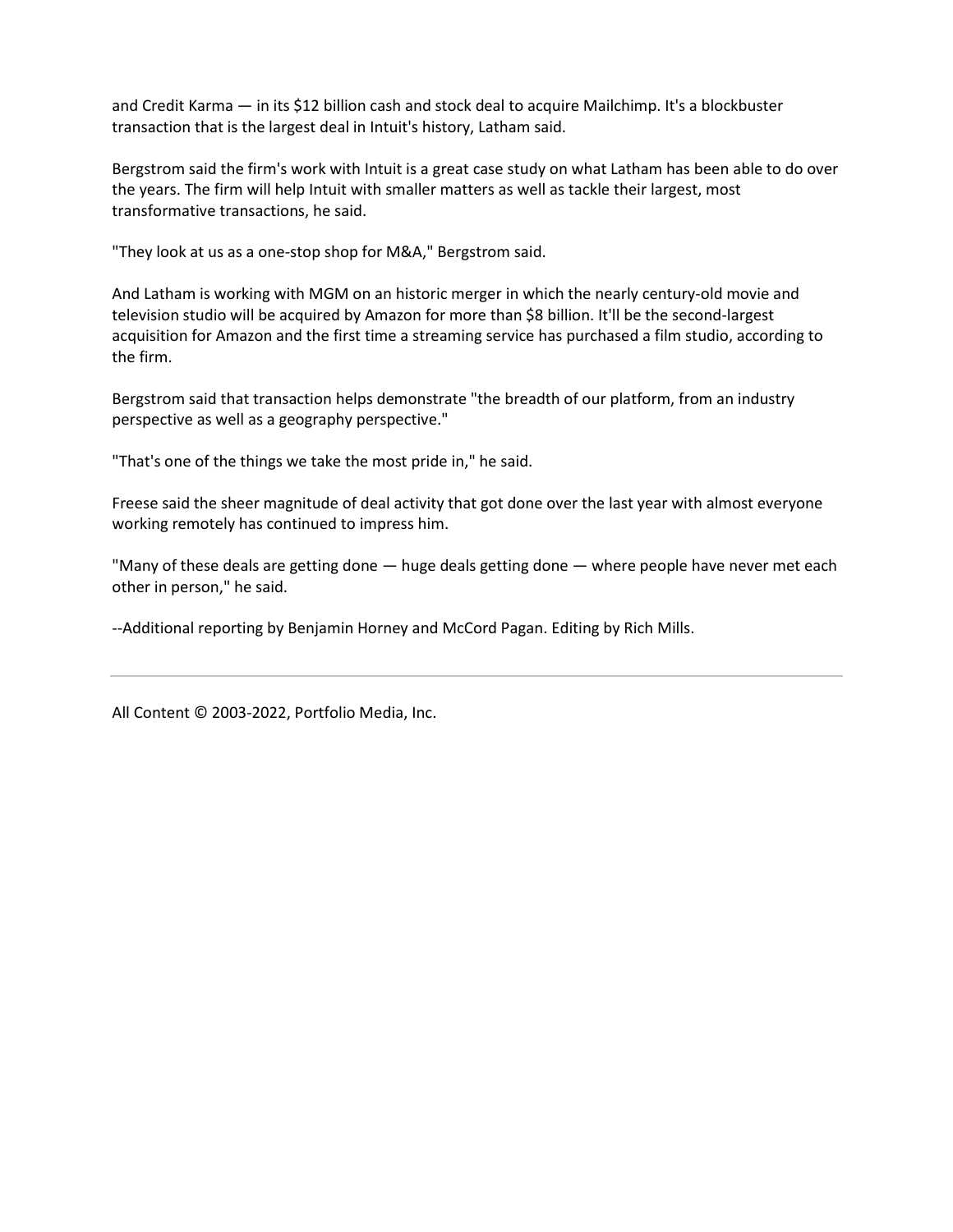and Credit Karma — in its $12 billion cash and stock deal to acquire Mailchimp. It's a blockbuster transaction that is the largest deal in Intuit's history, Latham said.

Bergstrom said the firm's work with Intuit is a great case study on what Latham has been able to do over the years. The firm will help Intuit with smaller matters as well as tackle their largest, most transformative transactions, he said.

"They look at us as a one-stop shop for M&A," Bergstrom said.

And Latham is working with MGM on an historic merger in which the nearly century-old movie and television studio will be acquired by Amazon for more than $8 billion. It'll be the second-largest acquisition for Amazon and the first time a streaming service has purchased a film studio, according to the firm.

Bergstrom said that transaction helps demonstrate "the breadth of our platform, from an industry perspective as well as a geography perspective."

"That's one of the things we take the most pride in," he said.

Freese said the sheer magnitude of deal activity that got done over the last year with almost everyone working remotely has continued to impress him.

"Many of these deals are getting done — huge deals getting done — where people have never met each other in person," he said.

--Additional reporting by Benjamin Horney and McCord Pagan. Editing by Rich Mills.

---

All Content © 2003-2022, Portfolio Media, Inc.